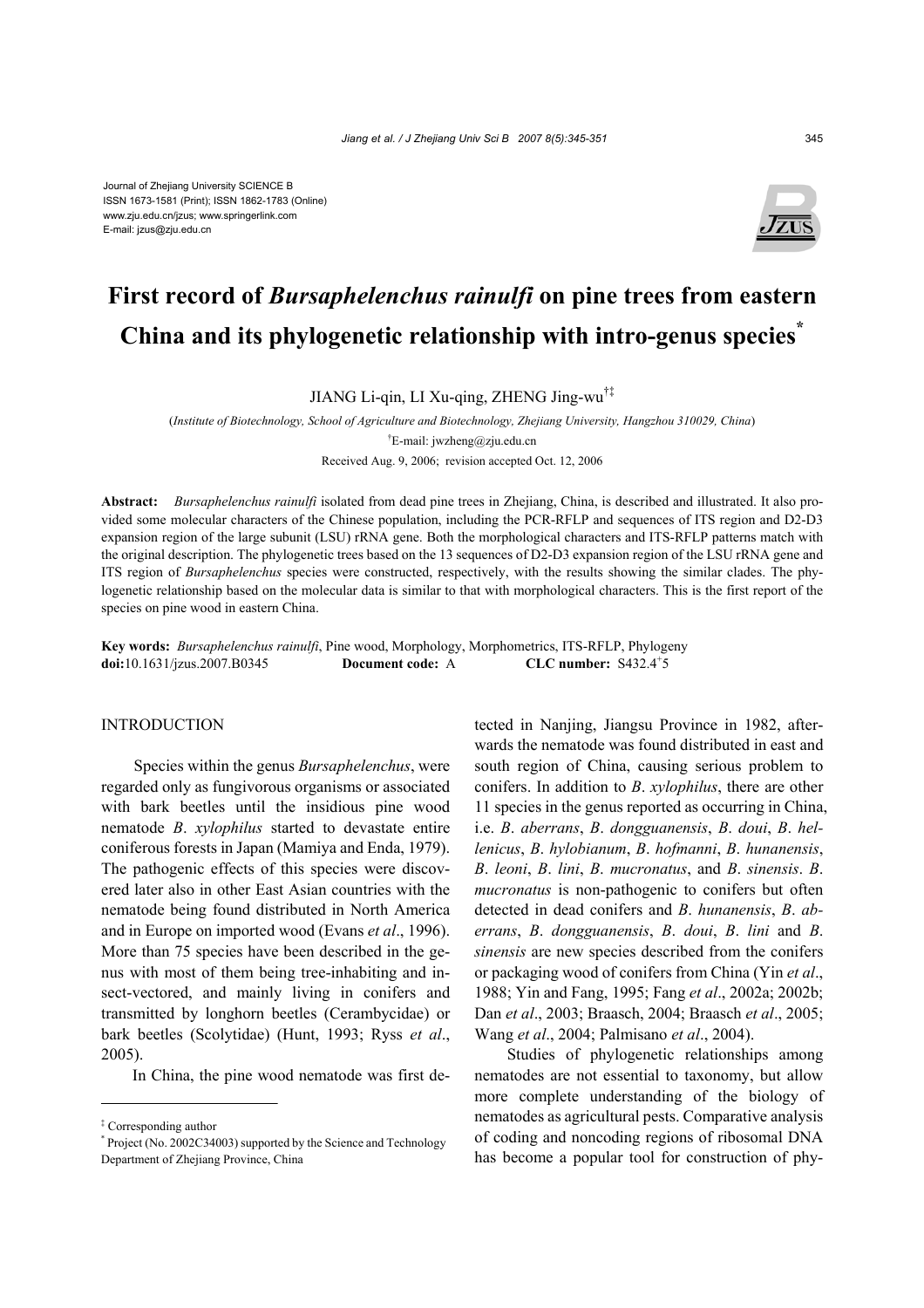Journal of Zhejiang University SCIENCE B
ISSN 1673-1581 (Print); ISSN 1862-1783 (Online)
www.zju.edu.cn/jzus; www.springerlink.com
E-mail: jzus@zju.edu.cn

# First record of *Bursaphelenchus rainulfi* on pine trees from eastern China and its phylogenetic relationship with intro-genus species*

JIANG Li-qin, LI Xu-qing, ZHENG Jing-wu†‡

(*Institute of Biotechnology, School of Agriculture and Biotechnology, Zhejiang University, Hangzhou 310029, China*)

†E-mail: jwzheng@zju.edu.cn

Received Aug. 9, 2006; revision accepted Oct. 12, 2006

**Abstract:** *Bursaphelenchus rainulfi* isolated from dead pine trees in Zhejiang, China, is described and illustrated. It also provided some molecular characters of the Chinese population, including the PCR-RFLP and sequences of ITS region and D2-D3 expansion region of the large subunit (LSU) rRNA gene. Both the morphological characters and ITS-RFLP patterns match with the original description. The phylogenetic trees based on the 13 sequences of D2-D3 expansion region of the LSU rRNA gene and ITS region of *Bursaphelenchus* species were constructed, respectively, with the results showing the similar clades. The phylogenetic relationship based on the molecular data is similar to that with morphological characters. This is the first report of the species on pine wood in eastern China.

**Key words:** *Bursaphelenchus rainulfi*, Pine wood, Morphology, Morphometrics, ITS-RFLP, Phylogeny
**doi:**10.1631/jzus.2007.B0345 **Document code:** A **CLC number:** S432.4+5

## INTRODUCTION

Species within the genus *Bursaphelenchus*, were regarded only as fungivorous organisms or associated with bark beetles until the insidious pine wood nematode *B*. *xylophilus* started to devastate entire coniferous forests in Japan (Mamiya and Enda, 1979). The pathogenic effects of this species were discovered later also in other East Asian countries with the nematode being found distributed in North America and in Europe on imported wood (Evans *et al*., 1996). More than 75 species have been described in the genus with most of them being tree-inhabiting and insect-vectored, and mainly living in conifers and transmitted by longhorn beetles (Cerambycidae) or bark beetles (Scolytidae) (Hunt, 1993; Ryss *et al*., 2005).

In China, the pine wood nematode was first detected in Nanjing, Jiangsu Province in 1982, afterwards the nematode was found distributed in east and south region of China, causing serious problem to conifers. In addition to *B*. *xylophilus*, there are other 11 species in the genus reported as occurring in China, i.e. *B*. *aberrans*, *B*. *dongguanensis*, *B*. *doui*, *B*. *hellenicus*, *B*. *hylobianum*, *B*. *hofmanni*, *B*. *hunanensis*, *B*. *leoni*, *B*. *lini*, *B*. *mucronatus*, and *B*. *sinensis*. *B*. *mucronatus* is non-pathogenic to conifers but often detected in dead conifers and *B*. *hunanensis*, *B*. *aberrans*, *B*. *dongguanensis*, *B*. *doui*, *B*. *lini* and *B*. *sinensis* are new species described from the conifers or packaging wood of conifers from China (Yin *et al*., 1988; Yin and Fang, 1995; Fang *et al*., 2002a; 2002b; Dan *et al*., 2003; Braasch, 2004; Braasch *et al*., 2005; Wang *et al*., 2004; Palmisano *et al*., 2004).

Studies of phylogenetic relationships among nematodes are not essential to taxonomy, but allow more complete understanding of the biology of nematodes as agricultural pests. Comparative analysis of coding and noncoding regions of ribosomal DNA has become a popular tool for construction of phy-

‡ Corresponding author
* Project (No. 2002C34003) supported by the Science and Technology Department of Zhejiang Province, China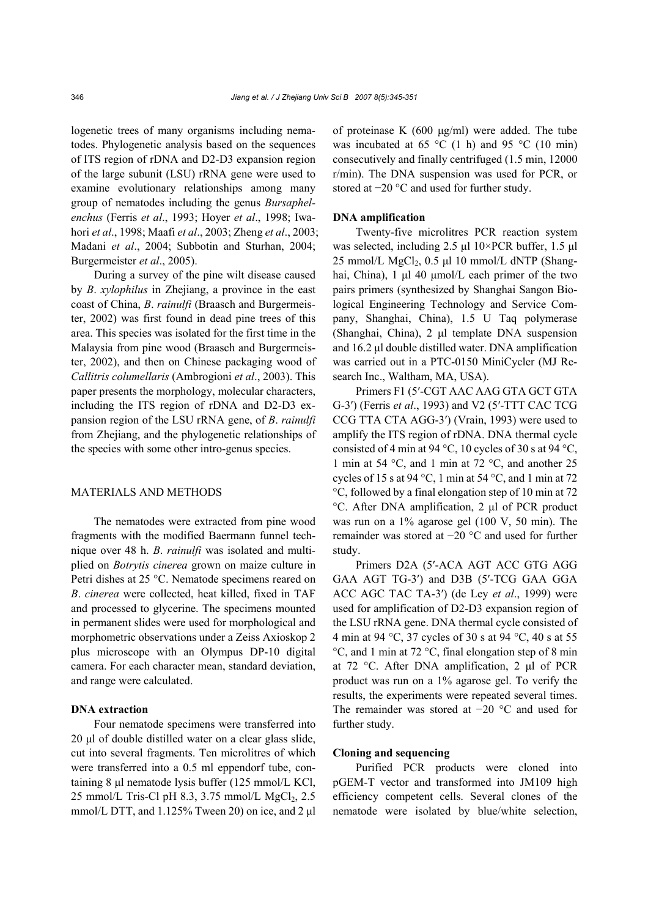logenetic trees of many organisms including nematodes. Phylogenetic analysis based on the sequences of ITS region of rDNA and D2-D3 expansion region of the large subunit (LSU) rRNA gene were used to examine evolutionary relationships among many group of nematodes including the genus *Bursaphelenchus* (Ferris *et al*., 1993; Hoyer *et al*., 1998; Iwahori *et al*., 1998; Maafi *et al*., 2003; Zheng *et al*., 2003; Madani *et al*., 2004; Subbotin and Sturhan, 2004; Burgermeister *et al*., 2005).

During a survey of the pine wilt disease caused by *B*. *xylophilus* in Zhejiang, a province in the east coast of China, *B*. *rainulfi* (Braasch and Burgermeister, 2002) was first found in dead pine trees of this area. This species was isolated for the first time in the Malaysia from pine wood (Braasch and Burgermeister, 2002), and then on Chinese packaging wood of *Callitris columellaris* (Ambrogioni *et al*., 2003). This paper presents the morphology, molecular characters, including the ITS region of rDNA and D2-D3 expansion region of the LSU rRNA gene, of *B*. *rainulfi* from Zhejiang, and the phylogenetic relationships of the species with some other intro-genus species.

## MATERIALS AND METHODS

The nematodes were extracted from pine wood fragments with the modified Baermann funnel technique over 48 h. *B*. *rainulfi* was isolated and multiplied on *Botrytis cinerea* grown on maize culture in Petri dishes at 25 °C. Nematode specimens reared on *B*. *cinerea* were collected, heat killed, fixed in TAF and processed to glycerine. The specimens mounted in permanent slides were used for morphological and morphometric observations under a Zeiss Axioskop 2 plus microscope with an Olympus DP-10 digital camera. For each character mean, standard deviation, and range were calculated.

### DNA extraction

Four nematode specimens were transferred into 20 μl of double distilled water on a clear glass slide, cut into several fragments. Ten microlitres of which were transferred into a 0.5 ml eppendorf tube, containing 8 μl nematode lysis buffer (125 mmol/L KCl, 25 mmol/L Tris-Cl pH 8.3, 3.75 mmol/L $MgCl_2$, 2.5 mmol/L DTT, and 1.125% Tween 20) on ice, and 2 μl of proteinase K (600 μg/ml) were added. The tube was incubated at 65 °C (1 h) and 95 °C (10 min) consecutively and finally centrifuged (1.5 min, 12000 r/min). The DNA suspension was used for PCR, or stored at −20 °C and used for further study.

### DNA amplification

Twenty-five microlitres PCR reaction system was selected, including 2.5 μl 10×PCR buffer, 1.5 μl 25 mmol/L $MgCl_2$, 0.5 μl 10 mmol/L dNTP (Shanghai, China), 1 μl 40 μmol/L each primer of the two pairs primers (synthesized by Shanghai Sangon Biological Engineering Technology and Service Company, Shanghai, China), 1.5 U Taq polymerase (Shanghai, China), 2 μl template DNA suspension and 16.2 μl double distilled water. DNA amplification was carried out in a PTC-0150 MiniCycler (MJ Research Inc., Waltham, MA, USA).

Primers F1 (5′-CGT AAC AAG GTA GCT GTA G-3′) (Ferris *et al*., 1993) and V2 (5′-TTT CAC TCG CCG TTA CTA AGG-3′) (Vrain, 1993) were used to amplify the ITS region of rDNA. DNA thermal cycle consisted of 4 min at 94 °C, 10 cycles of 30 s at 94 °C, 1 min at 54 °C, and 1 min at 72 °C, and another 25 cycles of 15 s at 94 °C, 1 min at 54 °C, and 1 min at 72 °C, followed by a final elongation step of 10 min at 72 °C. After DNA amplification, 2 μl of PCR product was run on a 1% agarose gel (100 V, 50 min). The remainder was stored at −20 °C and used for further study.

Primers D2A (5′-ACA AGT ACC GTG AGG GAA AGT TG-3′) and D3B (5′-TCG GAA GGA ACC AGC TAC TA-3′) (de Ley *et al*., 1999) were used for amplification of D2-D3 expansion region of the LSU rRNA gene. DNA thermal cycle consisted of 4 min at 94 °C, 37 cycles of 30 s at 94 °C, 40 s at 55 °C, and 1 min at 72 °C, final elongation step of 8 min at 72 °C. After DNA amplification, 2 μl of PCR product was run on a 1% agarose gel. To verify the results, the experiments were repeated several times. The remainder was stored at −20 °C and used for further study.

### Cloning and sequencing

Purified PCR products were cloned into pGEM-T vector and transformed into JM109 high efficiency competent cells. Several clones of the nematode were isolated by blue/white selection,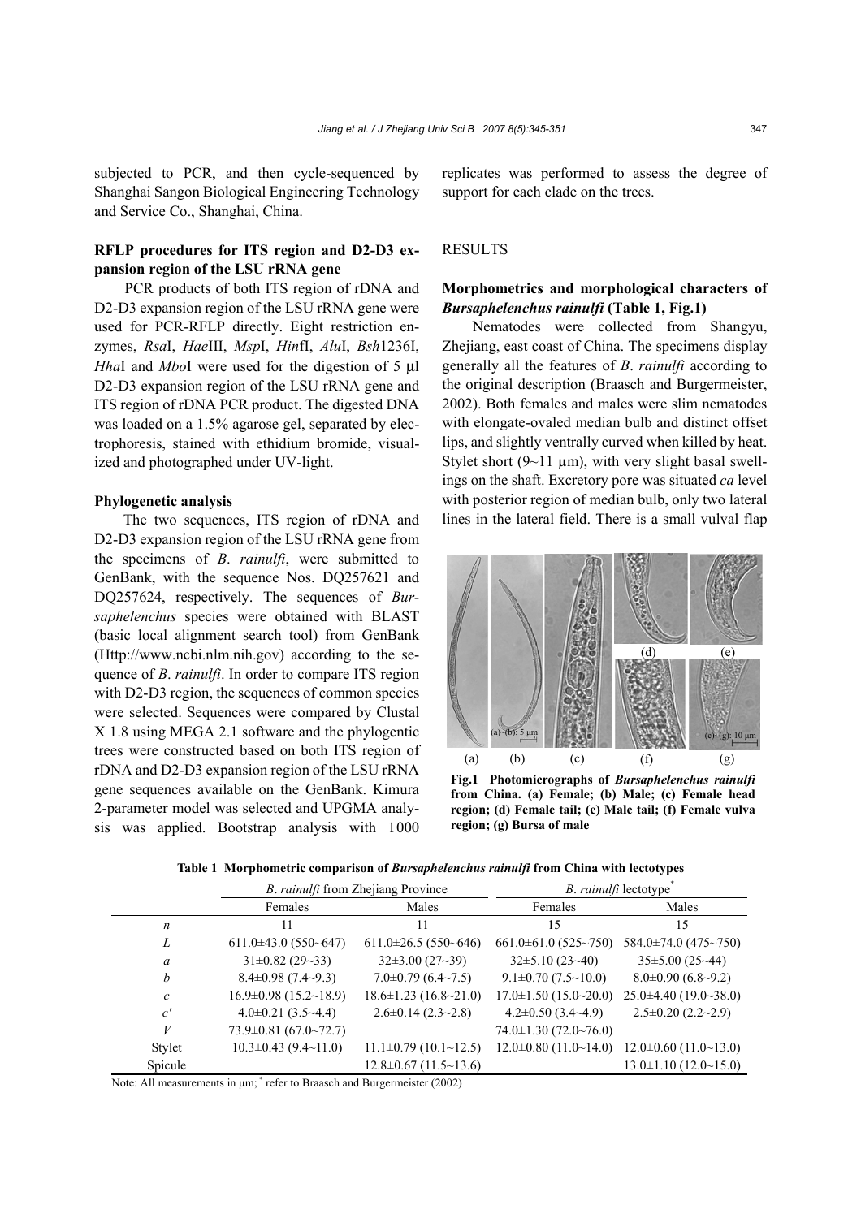subjected to PCR, and then cycle-sequenced by Shanghai Sangon Biological Engineering Technology and Service Co., Shanghai, China.

### RFLP procedures for ITS region and D2-D3 expansion region of the LSU rRNA gene

PCR products of both ITS region of rDNA and D2-D3 expansion region of the LSU rRNA gene were used for PCR-RFLP directly. Eight restriction enzymes, *Rsa*I, *Hae*III, *Msp*I, *Hin*fI, *Alu*I, *Bsh*1236I, *Hha*I and *Mbo*I were used for the digestion of 5 μl D2-D3 expansion region of the LSU rRNA gene and ITS region of rDNA PCR product. The digested DNA was loaded on a 1.5% agarose gel, separated by electrophoresis, stained with ethidium bromide, visualized and photographed under UV-light.

### Phylogenetic analysis

The two sequences, ITS region of rDNA and D2-D3 expansion region of the LSU rRNA gene from the specimens of *B*. *rainulfi*, were submitted to GenBank, with the sequence Nos. DQ257621 and DQ257624, respectively. The sequences of *Bursaphelenchus* species were obtained with BLAST (basic local alignment search tool) from GenBank (Http://www.ncbi.nlm.nih.gov) according to the sequence of *B*. *rainulfi*. In order to compare ITS region with D2-D3 region, the sequences of common species were selected. Sequences were compared by Clustal X 1.8 using MEGA 2.1 software and the phylogentic trees were constructed based on both ITS region of rDNA and D2-D3 expansion region of the LSU rRNA gene sequences available on the GenBank. Kimura 2-parameter model was selected and UPGMA analysis was applied. Bootstrap analysis with 1000 replicates was performed to assess the degree of support for each clade on the trees.

## RESULTS

### Morphometrics and morphological characters of *Bursaphelenchus rainulfi* (Table 1, Fig.1)

Nematodes were collected from Shangyu, Zhejiang, east coast of China. The specimens display generally all the features of *B*. *rainulfi* according to the original description (Braasch and Burgermeister, 2002). Both females and males were slim nematodes with elongate-ovaled median bulb and distinct offset lips, and slightly ventrally curved when killed by heat. Stylet short (9~11 μm), with very slight basal swellings on the shaft. Excretory pore was situated *ca* level with posterior region of median bulb, only two lateral lines in the lateral field. There is a small vulval flap

**Fig.1 Photomicrographs of *Bursaphelenchus rainulfi* from China. (a) Female; (b) Male; (c) Female head region; (d) Female tail; (e) Male tail; (f) Female vulva region; (g) Bursa of male**

**Table 1 Morphometric comparison of *Bursaphelenchus rainulfi* from China with lectotypes**

| | *B*. *rainulfi* from Zhejiang Province | | *B*. *rainulfi* lectotype* | |
|---|---|---|---|---|
| | Females | Males | Females | Males |
| *n* | 11 | 11 | 15 | 15 |
| *L* | 611.0±43.0 (550~647) | 611.0±26.5 (550~646) | 661.0±61.0 (525~750) | 584.0±74.0 (475~750) |
| *a* | 31±0.82 (29~33) | 32±3.00 (27~39) | 32±5.10 (23~40) | 35±5.00 (25~44) |
| *b* | 8.4±0.98 (7.4~9.3) | 7.0±0.79 (6.4~7.5) | 9.1±0.70 (7.5~10.0) | 8.0±0.90 (6.8~9.2) |
| *c* | 16.9±0.98 (15.2~18.9) | 18.6±1.23 (16.8~21.0) | 17.0±1.50 (15.0~20.0) | 25.0±4.40 (19.0~38.0) |
| *c′* | 4.0±0.21 (3.5~4.4) | 2.6±0.14 (2.3~2.8) | 4.2±0.50 (3.4~4.9) | 2.5±0.20 (2.2~2.9) |
| *V* | 73.9±0.81 (67.0~72.7) | − | 74.0±1.30 (72.0~76.0) | − |
| Stylet | 10.3±0.43 (9.4~11.0) | 11.1±0.79 (10.1~12.5) | 12.0±0.80 (11.0~14.0) | 12.0±0.60 (11.0~13.0) |
| Spicule | − | 12.8±0.67 (11.5~13.6) | − | 13.0±1.10 (12.0~15.0) |

Note: All measurements in μm; * refer to Braasch and Burgermeister (2002)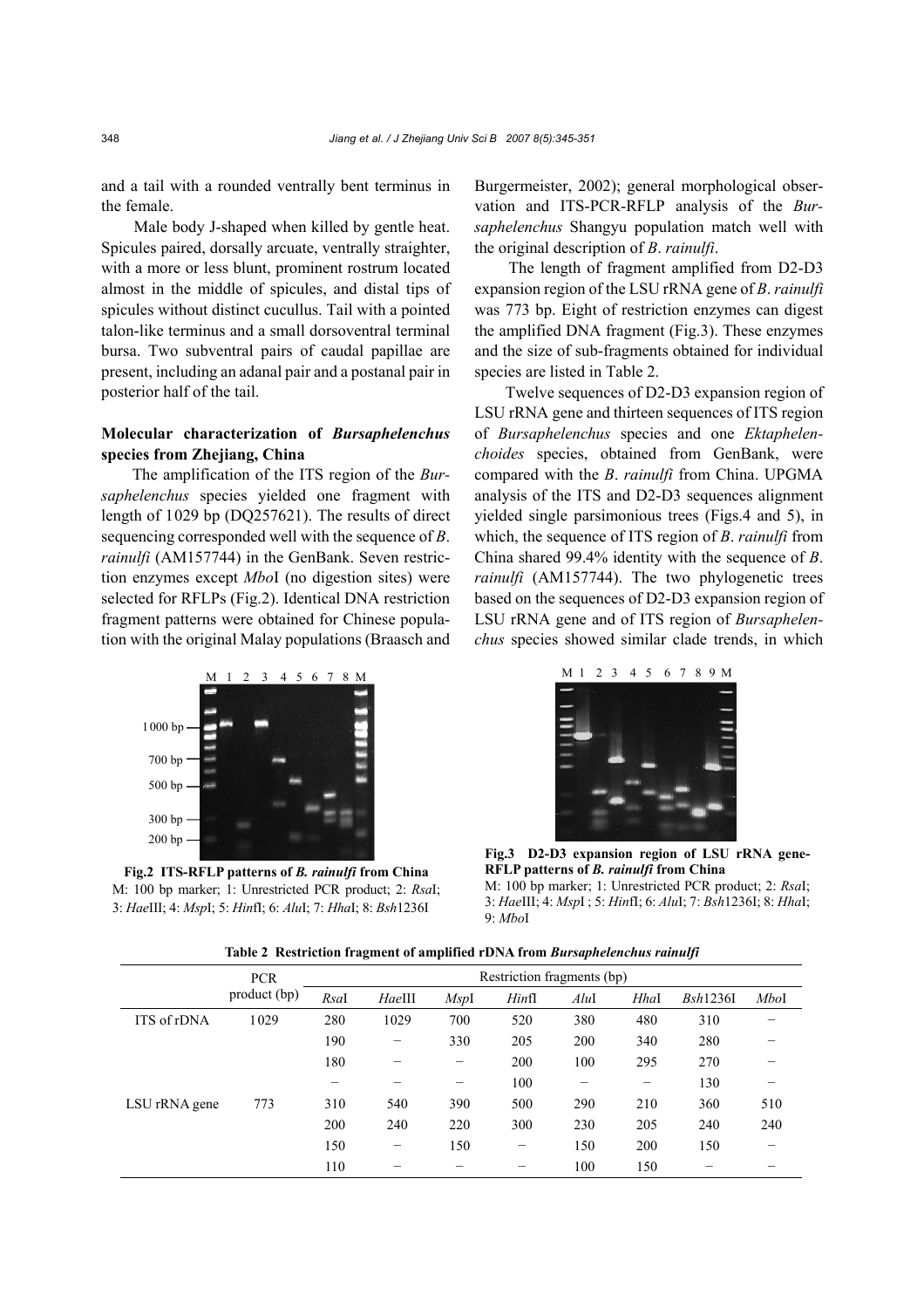and a tail with a rounded ventrally bent terminus in the female.

Male body J-shaped when killed by gentle heat. Spicules paired, dorsally arcuate, ventrally straighter, with a more or less blunt, prominent rostrum located almost in the middle of spicules, and distal tips of spicules without distinct cucullus. Tail with a pointed talon-like terminus and a small dorsoventral terminal bursa. Two subventral pairs of caudal papillae are present, including an adanal pair and a postanal pair in posterior half of the tail.

### Molecular characterization of *Bursaphelenchus* species from Zhejiang, China

The amplification of the ITS region of the *Bursaphelenchus* species yielded one fragment with length of 1029 bp (DQ257621). The results of direct sequencing corresponded well with the sequence of *B. rainulfi* (AM157744) in the GenBank. Seven restriction enzymes except *Mbo*I (no digestion sites) were selected for RFLPs (Fig.2). Identical DNA restriction fragment patterns were obtained for Chinese population with the original Malay populations (Braasch and Burgermeister, 2002); general morphological observation and ITS-PCR-RFLP analysis of the *Bursaphelenchus* Shangyu population match well with the original description of *B. rainulfi*.

The length of fragment amplified from D2-D3 expansion region of the LSU rRNA gene of *B. rainulfi* was 773 bp. Eight of restriction enzymes can digest the amplified DNA fragment (Fig.3). These enzymes and the size of sub-fragments obtained for individual species are listed in Table 2.

Twelve sequences of D2-D3 expansion region of LSU rRNA gene and thirteen sequences of ITS region of *Bursaphelenchus* species and one *Ektaphelenchoides* species, obtained from GenBank, were compared with the *B. rainulfi* from China. UPGMA analysis of the ITS and D2-D3 sequences alignment yielded single parsimonious trees (Figs.4 and 5), in which, the sequence of ITS region of *B. rainulfi* from China shared 99.4% identity with the sequence of *B. rainulfi* (AM157744). The two phylogenetic trees based on the sequences of D2-D3 expansion region of LSU rRNA gene and of ITS region of *Bursaphelenchus* species showed similar clade trends, in which

**Fig.2 ITS-RFLP patterns of *B. rainulfi* from China**
M: 100 bp marker; 1: Unrestricted PCR product; 2: *Rsa*I; 3: *Hae*III; 4: *Msp*I; 5: *Hin*fI; 6: *Alu*I; 7: *Hha*I; 8: *Bsh*1236I

**Fig.3 D2-D3 expansion region of LSU rRNA gene-RFLP patterns of *B. rainulfi* from China**
M: 100 bp marker; 1: Unrestricted PCR product; 2: *Rsa*I; 3: *Hae*III; 4: *Msp*I ; 5: *Hin*fI; 6: *Alu*I; 7: *Bsh*1236I; 8: *Hha*I; 9: *Mbo*I

**Table 2 Restriction fragment of amplified rDNA from *Bursaphelenchus rainulfi***

| | PCR product (bp) | Restriction fragments (bp) | | | | | | | |
|---|---|---|---|---|---|---|---|---|---|
| | | *Rsa*I | *Hae*III | *Msp*I | *Hin*fI | *Alu*I | *Hha*I | *Bsh*1236I | *Mbo*I |
| ITS of rDNA | 1029 | 280 | 1029 | 700 | 520 | 380 | 480 | 310 | − |
| | | 190 | − | 330 | 205 | 200 | 340 | 280 | − |
| | | 180 | − | − | 200 | 100 | 295 | 270 | − |
| | | − | − | − | 100 | − | − | 130 | − |
| LSU rRNA gene | 773 | 310 | 540 | 390 | 500 | 290 | 210 | 360 | 510 |
| | | 200 | 240 | 220 | 300 | 230 | 205 | 240 | 240 |
| | | 150 | − | 150 | − | 150 | 200 | 150 | − |
| | | 110 | − | − | − | 100 | 150 | − | − |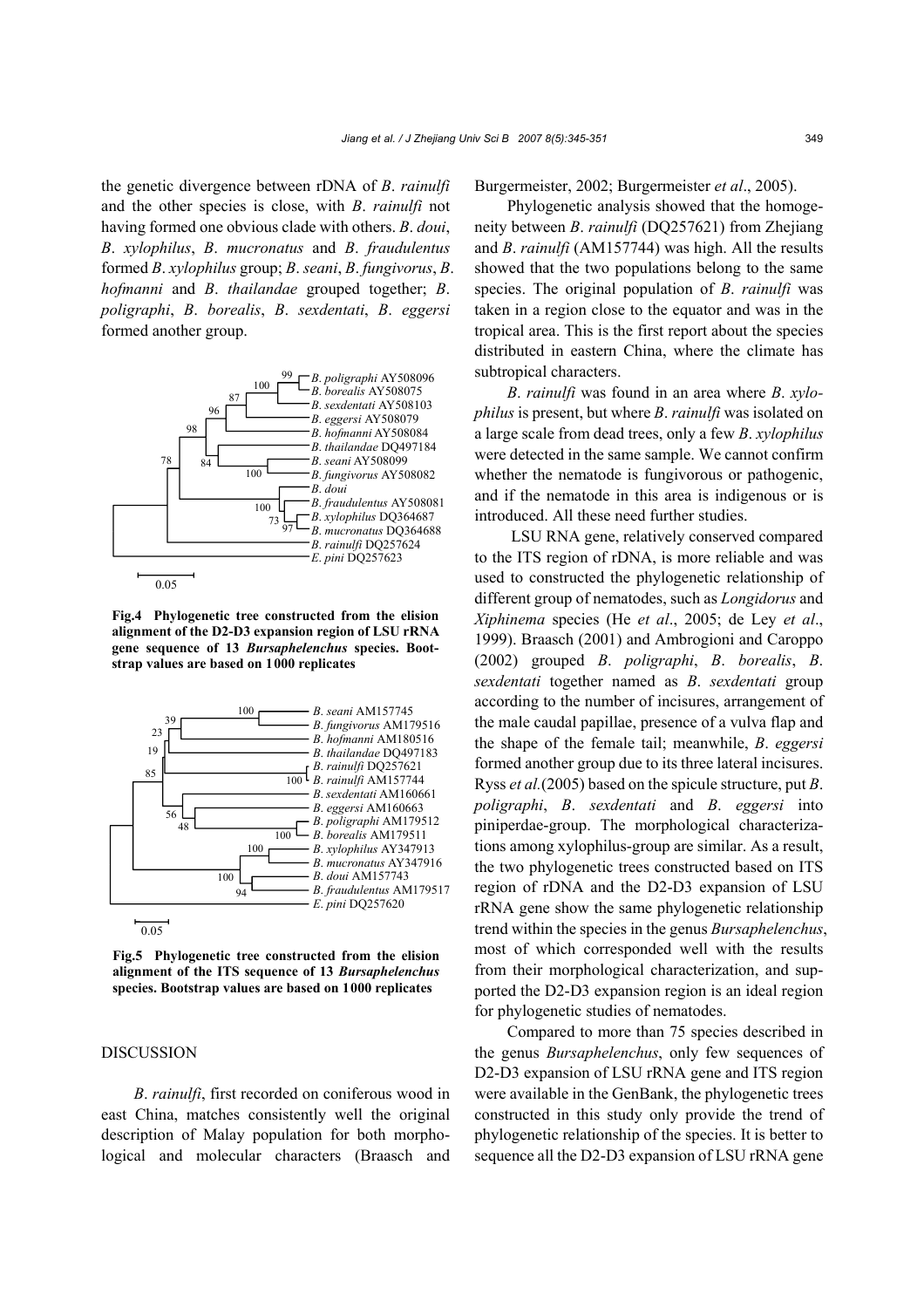the genetic divergence between rDNA of *B*. *rainulfi* and the other species is close, with *B*. *rainulfi* not having formed one obvious clade with others. *B*. *doui*, *B*. *xylophilus*, *B*. *mucronatus* and *B*. *fraudulentus* formed *B*. *xylophilus* group; *B*. *seani*, *B*. *fungivorus*, *B*. *hofmanni* and *B*. *thailandae* grouped together; *B*. *poligraphi*, *B*. *borealis*, *B*. *sexdentati*, *B*. *eggersi* formed another group.

**Fig.4 Phylogenetic tree constructed from the elision alignment of the D2-D3 expansion region of LSU rRNA gene sequence of 13 *Bursaphelenchus* species. Bootstrap values are based on 1000 replicates**

**Fig.5 Phylogenetic tree constructed from the elision alignment of the ITS sequence of 13 *Bursaphelenchus* species. Bootstrap values are based on 1000 replicates**

## DISCUSSION

*B*. *rainulfi*, first recorded on coniferous wood in east China, matches consistently well the original description of Malay population for both morphological and molecular characters (Braasch and Burgermeister, 2002; Burgermeister *et al*., 2005).

Phylogenetic analysis showed that the homogeneity between *B*. *rainulfi* (DQ257621) from Zhejiang and *B*. *rainulfi* (AM157744) was high. All the results showed that the two populations belong to the same species. The original population of *B*. *rainulfi* was taken in a region close to the equator and was in the tropical area. This is the first report about the species distributed in eastern China, where the climate has subtropical characters.

*B*. *rainulfi* was found in an area where *B*. *xylophilus* is present, but where *B*. *rainulfi* was isolated on a large scale from dead trees, only a few *B*. *xylophilus* were detected in the same sample. We cannot confirm whether the nematode is fungivorous or pathogenic, and if the nematode in this area is indigenous or is introduced. All these need further studies.

LSU RNA gene, relatively conserved compared to the ITS region of rDNA, is more reliable and was used to constructed the phylogenetic relationship of different group of nematodes, such as *Longidorus* and *Xiphinema* species (He *et al*., 2005; de Ley *et al*., 1999). Braasch (2001) and Ambrogioni and Caroppo (2002) grouped *B*. *poligraphi*, *B*. *borealis*, *B*. *sexdentati* together named as *B*. *sexdentati* group according to the number of incisures, arrangement of the male caudal papillae, presence of a vulva flap and the shape of the female tail; meanwhile, *B*. *eggersi* formed another group due to its three lateral incisures. Ryss *et al.*(2005) based on the spicule structure, put *B*. *poligraphi*, *B*. *sexdentati* and *B*. *eggersi* into piniperdae-group. The morphological characterizations among xylophilus-group are similar. As a result, the two phylogenetic trees constructed based on ITS region of rDNA and the D2-D3 expansion of LSU rRNA gene show the same phylogenetic relationship trend within the species in the genus *Bursaphelenchus*, most of which corresponded well with the results from their morphological characterization, and supported the D2-D3 expansion region is an ideal region for phylogenetic studies of nematodes.

Compared to more than 75 species described in the genus *Bursaphelenchus*, only few sequences of D2-D3 expansion of LSU rRNA gene and ITS region were available in the GenBank, the phylogenetic trees constructed in this study only provide the trend of phylogenetic relationship of the species. It is better to sequence all the D2-D3 expansion of LSU rRNA gene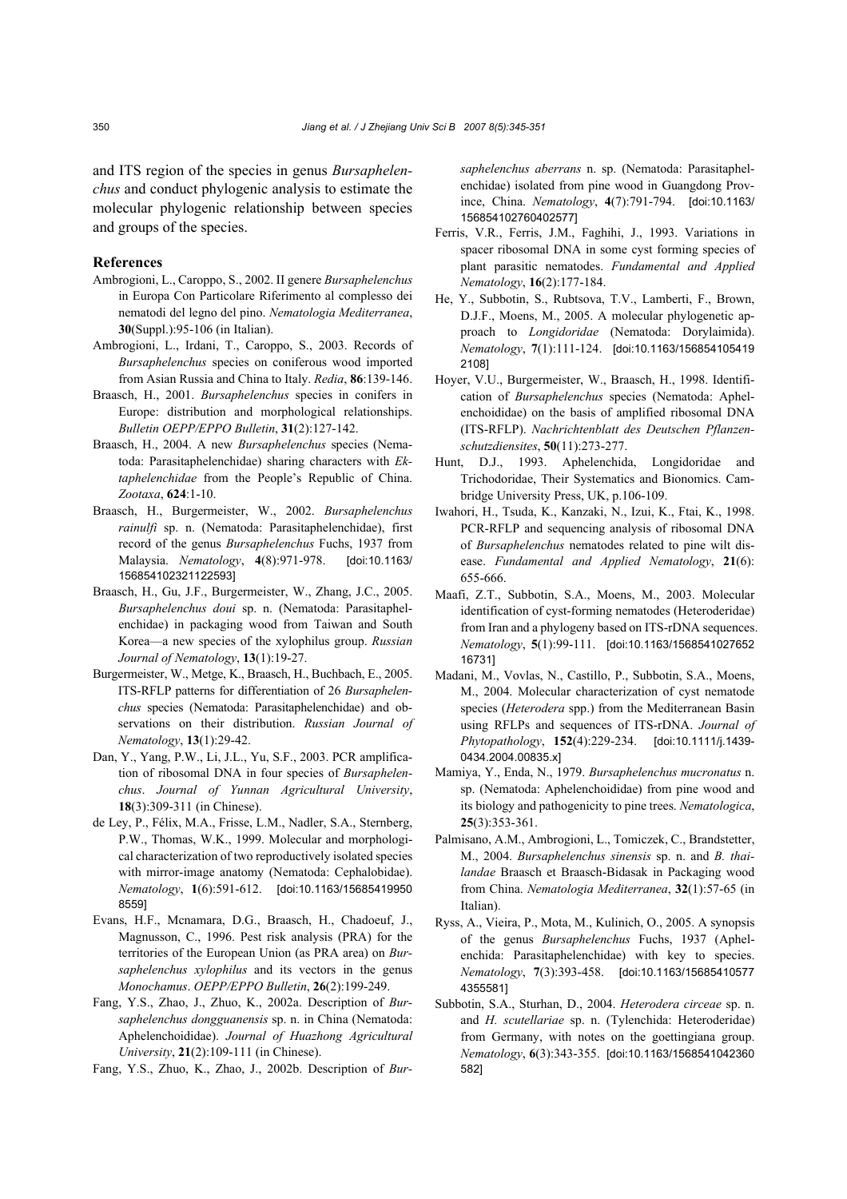and ITS region of the species in genus *Bursaphelenchus* and conduct phylogenic analysis to estimate the molecular phylogenic relationship between species and groups of the species.

## References

Ambrogioni, L., Caroppo, S., 2002. Il genere *Bursaphelenchus* in Europa Con Particolare Riferimento al complesso dei nematodi del legno del pino. *Nematologia Mediterranea*, **30**(Suppl.):95-106 (in Italian).

Ambrogioni, L., Irdani, T., Caroppo, S., 2003. Records of *Bursaphelenchus* species on coniferous wood imported from Asian Russia and China to Italy. *Redia*, **86**:139-146.

Braasch, H., 2001. *Bursaphelenchus* species in conifers in Europe: distribution and morphological relationships. *Bulletin OEPP/EPPO Bulletin*, **31**(2):127-142.

Braasch, H., 2004. A new *Bursaphelenchus* species (Nematoda: Parasitaphelenchidae) sharing characters with *Ektaphelenchidae* from the People's Republic of China. *Zootaxa*, **624**:1-10.

Braasch, H., Burgermeister, W., 2002. *Bursaphelenchus rainulfi* sp. n. (Nematoda: Parasitaphelenchidae), first record of the genus *Bursaphelenchus* Fuchs, 1937 from Malaysia. *Nematology*, **4**(8):971-978. [doi:10.1163/156854102321122593]

Braasch, H., Gu, J.F., Burgermeister, W., Zhang, J.C., 2005. *Bursaphelenchus doui* sp. n. (Nematoda: Parasitaphelenchidae) in packaging wood from Taiwan and South Korea—a new species of the xylophilus group. *Russian Journal of Nematology*, **13**(1):19-27.

Burgermeister, W., Metge, K., Braasch, H., Buchbach, E., 2005. ITS-RFLP patterns for differentiation of 26 *Bursaphelenchus* species (Nematoda: Parasitaphelenchidae) and observations on their distribution. *Russian Journal of Nematology*, **13**(1):29-42.

Dan, Y., Yang, P.W., Li, J.L., Yu, S.F., 2003. PCR amplification of ribosomal DNA in four species of *Bursaphelenchus*. *Journal of Yunnan Agricultural University*, **18**(3):309-311 (in Chinese).

de Ley, P., Félix, M.A., Frisse, L.M., Nadler, S.A., Sternberg, P.W., Thomas, W.K., 1999. Molecular and morphological characterization of two reproductively isolated species with mirror-image anatomy (Nematoda: Cephalobidae). *Nematology*, **1**(6):591-612. [doi:10.1163/156854199508559]

Evans, H.F., Mcnamara, D.G., Braasch, H., Chadoeuf, J., Magnusson, C., 1996. Pest risk analysis (PRA) for the territories of the European Union (as PRA area) on *Bursaphelenchus xylophilus* and its vectors in the genus *Monochamus*. *OEPP/EPPO Bulletin*, **26**(2):199-249.

Fang, Y.S., Zhao, J., Zhuo, K., 2002a. Description of *Bursaphelenchus dongguanensis* sp. n. in China (Nematoda: Aphelenchoididae). *Journal of Huazhong Agricultural University*, **21**(2):109-111 (in Chinese).

Fang, Y.S., Zhuo, K., Zhao, J., 2002b. Description of *Bursaphelenchus aberrans* n. sp. (Nematoda: Parasitaphelenchidae) isolated from pine wood in Guangdong Province, China. *Nematology*, **4**(7):791-794. [doi:10.1163/156854102760402577]

Ferris, V.R., Ferris, J.M., Faghihi, J., 1993. Variations in spacer ribosomal DNA in some cyst forming species of plant parasitic nematodes. *Fundamental and Applied Nematology*, **16**(2):177-184.

He, Y., Subbotin, S., Rubtsova, T.V., Lamberti, F., Brown, D.J.F., Moens, M., 2005. A molecular phylogenetic approach to *Longidoridae* (Nematoda: Dorylaimida). *Nematology*, **7**(1):111-124. [doi:10.1163/1568541054192108]

Hoyer, V.U., Burgermeister, W., Braasch, H., 1998. Identification of *Bursaphelenchus* species (Nematoda: Aphelenchoididae) on the basis of amplified ribosomal DNA (ITS-RFLP). *Nachrichtenblatt des Deutschen Pflanzenschutzdiensites*, **50**(11):273-277.

Hunt, D.J., 1993. Aphelenchida, Longidoridae and Trichodoridae, Their Systematics and Bionomics. Cambridge University Press, UK, p.106-109.

Iwahori, H., Tsuda, K., Kanzaki, N., Izui, K., Ftai, K., 1998. PCR-RFLP and sequencing analysis of ribosomal DNA of *Bursaphelenchus* nematodes related to pine wilt disease. *Fundamental and Applied Nematology*, **21**(6):655-666.

Maafi, Z.T., Subbotin, S.A., Moens, M., 2003. Molecular identification of cyst-forming nematodes (Heteroderidae) from Iran and a phylogeny based on ITS-rDNA sequences. *Nematology*, **5**(1):99-111. [doi:10.1163/156854102765216731]

Madani, M., Vovlas, N., Castillo, P., Subbotin, S.A., Moens, M., 2004. Molecular characterization of cyst nematode species (*Heterodera* spp.) from the Mediterranean Basin using RFLPs and sequences of ITS-rDNA. *Journal of Phytopathology*, **152**(4):229-234. [doi:10.1111/j.1439-0434.2004.00835.x]

Mamiya, Y., Enda, N., 1979. *Bursaphelenchus mucronatus* n. sp. (Nematoda: Aphelenchoididae) from pine wood and its biology and pathogenicity to pine trees. *Nematologica*, **25**(3):353-361.

Palmisano, A.M., Ambrogioni, L., Tomiczek, C., Brandstetter, M., 2004. *Bursaphelenchus sinensis* sp. n. and *B. thailandae* Braasch et Braasch-Bidasak in Packaging wood from China. *Nematologia Mediterranea*, **32**(1):57-65 (in Italian).

Ryss, A., Vieira, P., Mota, M., Kulinich, O., 2005. A synopsis of the genus *Bursaphelenchus* Fuchs, 1937 (Aphelenchida: Parasitaphelenchidae) with key to species. *Nematology*, **7**(3):393-458. [doi:10.1163/156854105774355581]

Subbotin, S.A., Sturhan, D., 2004. *Heterodera circeae* sp. n. and *H. scutellariae* sp. n. (Tylenchida: Heteroderidae) from Germany, with notes on the goettingiana group. *Nematology*, **6**(3):343-355. [doi:10.1163/1568541042360582]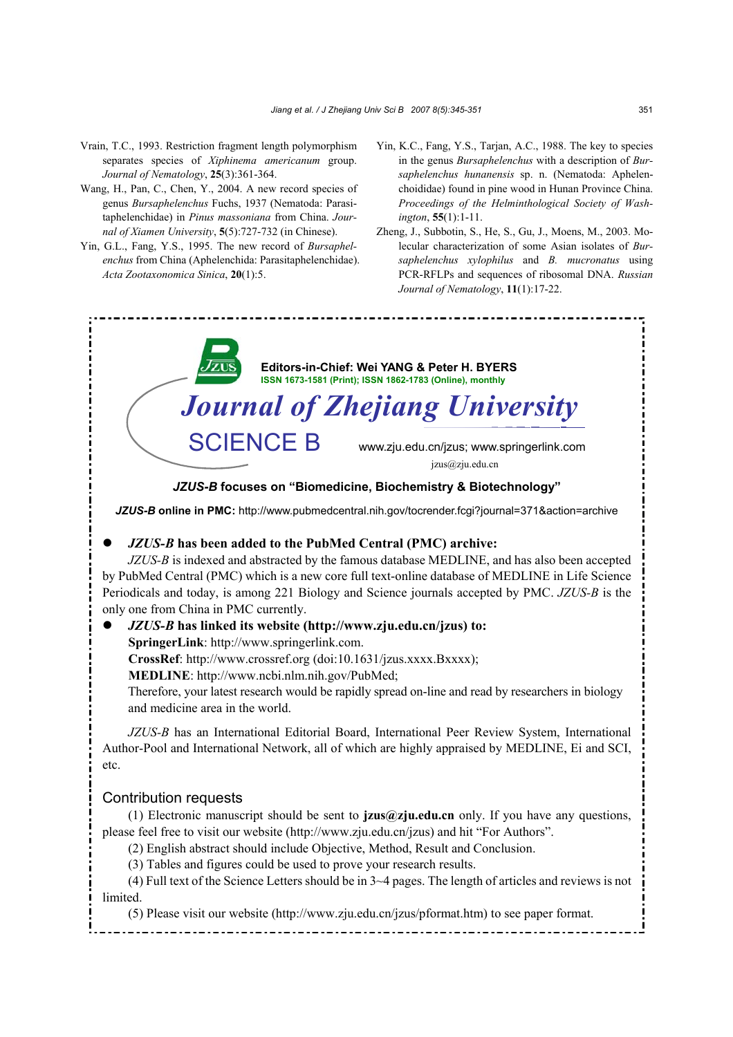Vrain, T.C., 1993. Restriction fragment length polymorphism separates species of *Xiphinema americanum* group. *Journal of Nematology*, **25**(3):361-364.

Wang, H., Pan, C., Chen, Y., 2004. A new record species of genus *Bursaphelenchus* Fuchs, 1937 (Nematoda: Parasitaphelenchidae) in *Pinus massoniana* from China. *Journal of Xiamen University*, **5**(5):727-732 (in Chinese).

Yin, G.L., Fang, Y.S., 1995. The new record of *Bursaphelenchus* from China (Aphelenchida: Parasitaphelenchidae). *Acta Zootaxonomica Sinica*, **20**(1):5.

Yin, K.C., Fang, Y.S., Tarjan, A.C., 1988. The key to species in the genus *Bursaphelenchus* with a description of *Bursaphelenchus hunanensis* sp. n. (Nematoda: Aphelenchoididae) found in pine wood in Hunan Province China. *Proceedings of the Helminthological Society of Washington*, **55**(1):1-11.

Zheng, J., Subbotin, S., He, S., Gu, J., Moens, M., 2003. Molecular characterization of some Asian isolates of *Bursaphelenchus xylophilus* and *B. mucronatus* using PCR-RFLPs and sequences of ribosomal DNA. *Russian Journal of Nematology*, **11**(1):17-22.

---

**Editors-in-Chief: Wei YANG & Peter H. BYERS**
ISSN 1673-1581 (Print); ISSN 1862-1783 (Online), monthly

# *Journal of Zhejiang University* SCIENCE B

www.zju.edu.cn/jzus; www.springerlink.com
jzus@zju.edu.cn

***JZUS-B* focuses on "Biomedicine, Biochemistry & Biotechnology"**

***JZUS-B* online in PMC:** http://www.pubmedcentral.nih.gov/tocrender.fcgi?journal=371&action=archive

- ***JZUS-B* has been added to the PubMed Central (PMC) archive:**
  *JZUS-B* is indexed and abstracted by the famous database MEDLINE, and has also been accepted by PubMed Central (PMC) which is a new core full text-online database of MEDLINE in Life Science Periodicals and today, is among 221 Biology and Science journals accepted by PMC. *JZUS-B* is the only one from China in PMC currently.
- ***JZUS-B* has linked its website (http://www.zju.edu.cn/jzus) to:**
  **SpringerLink**: http://www.springerlink.com.
  **CrossRef**: http://www.crossref.org (doi:10.1631/jzus.xxxx.Bxxxx);
  **MEDLINE**: http://www.ncbi.nlm.nih.gov/PubMed;
  Therefore, your latest research would be rapidly spread on-line and read by researchers in biology and medicine area in the world.

*JZUS-B* has an International Editorial Board, International Peer Review System, International Author-Pool and International Network, all of which are highly appraised by MEDLINE, Ei and SCI, etc.

## Contribution requests

(1) Electronic manuscript should be sent to **jzus@zju.edu.cn** only. If you have any questions, please feel free to visit our website (http://www.zju.edu.cn/jzus) and hit "For Authors".

(2) English abstract should include Objective, Method, Result and Conclusion.

(3) Tables and figures could be used to prove your research results.

(4) Full text of the Science Letters should be in 3~4 pages. The length of articles and reviews is not limited.

(5) Please visit our website (http://www.zju.edu.cn/jzus/pformat.htm) to see paper format.